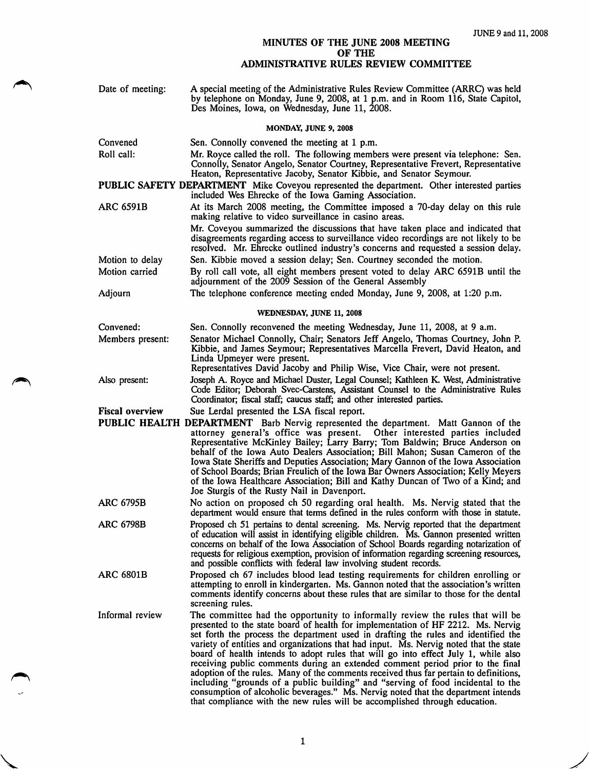JUNE 9 and 11, 2008

# MINUTES OF THE JUNE 2008 MEETING OF THE ADMINISTRATIVE RULES REVIEW COMMITTEE

**Date of meeting:** A special meeting of the Administrative Rules Review Committee (ARRC) was held by telephone on Monday, June 9, 2008, at 1 p.m. and in Room 116, State Capitol, Des Moines, Iowa, on Wednesday, June 11, 2008.

## MONDAY, JUNE 9, 2008

**Convened** Sen. Connolly convened the meeting at 1 p.m.

**Roll call:** Mr. Royce called the roll. The following members were present via telephone: Sen. Connolly, Senator Angelo, Senator Courtney, Representative Frevert, Representative Heaton, Representative Jacoby, Senator Kibbie, and Senator Seymour.

**PUBLIC SAFETY DEPARTMENT** Mike Coveyou represented the department. Other interested parties included Wes Ehrecke of the Iowa Gaming Association.

**ARC 6591B** At its March 2008 meeting, the Committee imposed a 70-day delay on this rule making relative to video surveillance in casino areas.

Mr. Coveyou summarized the discussions that have taken place and indicated that disagreements regarding access to surveillance video recordings are not likely to be resolved. Mr. Ehrecke outlined industry's concerns and requested a session delay.

**Motion to delay** Sen. Kibbie moved a session delay; Sen. Courtney seconded the motion.

**Motion carried** By roll call vote, all eight members present voted to delay ARC 6591B until the adjournment of the 2009 Session of the General Assembly

**Adjourn** The telephone conference meeting ended Monday, June 9, 2008, at 1:20 p.m.

## WEDNESDAY, JUNE 11, 2008

**Convened:** Sen. Connolly reconvened the meeting Wednesday, June 11, 2008, at 9 a.m.

**Members present:** Senator Michael Connolly, Chair; Senators Jeff Angelo, Thomas Courtney, John P. Kibbie, and James Seymour; Representatives Marcella Frevert, David Heaton, and Linda Upmeyer were present.

Representatives David Jacoby and Philip Wise, Vice Chair, were not present.

**Also present:** Joseph A. Royce and Michael Duster, Legal Counsel; Kathleen K. West, Administrative Code Editor; Deborah Svec-Carstens, Assistant Counsel to the Administrative Rules Coordinator; fiscal staff; caucus staff; and other interested parties.

**Fiscal overview** Sue Lerdal presented the LSA fiscal report.

**PUBLIC HEALTH DEPARTMENT** Barb Nervig represented the department. Matt Gannon of the attorney general's office was present. Other interested parties included Representative McKinley Bailey; Larry Barry; Tom Baldwin; Bruce Anderson on behalf of the Iowa Auto Dealers Association; Bill Mahon; Susan Cameron of the Iowa State Sheriffs and Deputies Association; Mary Gannon of the Iowa Association of School Boards; Brian Freulich of the Iowa Bar Owners Association; Kelly Meyers of the Iowa Healthcare Association; Bill and Kathy Duncan of Two of a Kind; and Joe Sturgis of the Rusty Nail in Davenport.

**ARC 6795B** No action on proposed ch 50 regarding oral health. Ms. Nervig stated that the department would ensure that terms defined in the rules conform with those in statute.

**ARC 6798B** Proposed ch 51 pertains to dental screening. Ms. Nervig reported that the department of education will assist in identifying eligible children. Ms. Gannon presented written concerns on behalf of the Iowa Association of School Boards regarding notarization of requests for religious exemption, provision of information regarding screening resources, and possible conflicts with federal law involving student records.

**ARC 6801B** Proposed ch 67 includes blood lead testing requirements for children enrolling or attempting to enroll in kindergarten. Ms. Gannon noted that the association's written comments identify concerns about these rules that are similar to those for the dental screening rules.

**Informal review** The committee had the opportunity to informally review the rules that will be presented to the state board of health for implementation of HF 2212. Ms. Nervig set forth the process the department used in drafting the rules and identified the variety of entities and organizations that had input. Ms. Nervig noted that the state board of health intends to adopt rules that will go into effect July 1, while also receiving public comments during an extended comment period prior to the final adoption of the rules. Many of the comments received thus far pertain to definitions, including "grounds of a public building" and "serving of food incidental to the consumption of alcoholic beverages." Ms. Nervig noted that the department intends that compliance with the new rules will be accomplished through education.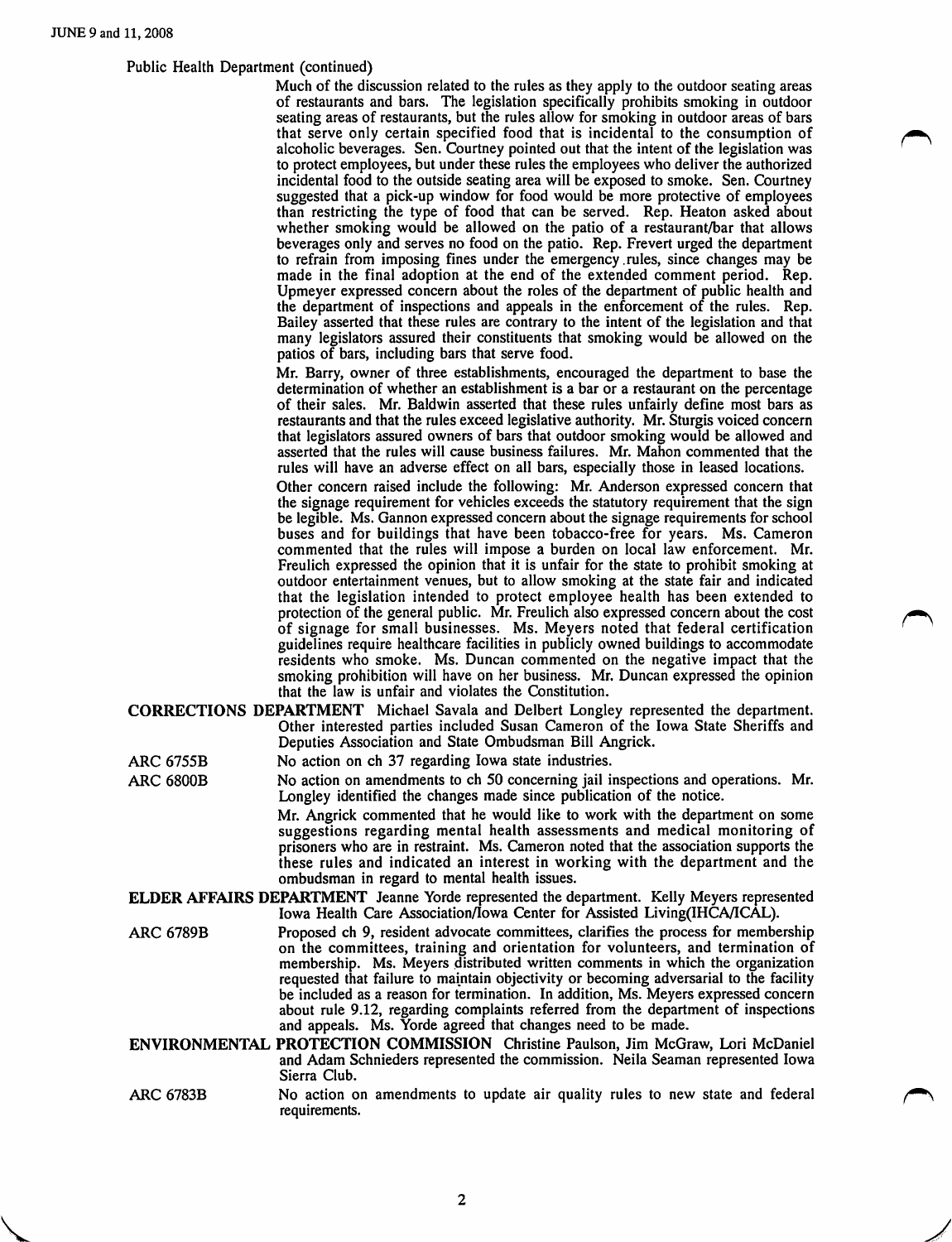Public Health Department (continued)

Much of the discussion related to the rules as they apply to the outdoor seating areas of restaurants and bars. The legislation specifically prohibits smoking in outdoor seating areas of restaurants, but the rules allow for smoking in outdoor areas of bars that serve only certain specified food that is incidental to the consumption of alcoholic beverages. Sen. Courtney pointed out that the intent of the legislation was to protect employees, but under these rules the employees who deliver the authorized incidental food to the outside seating area will be exposed to smoke. Sen. Courtney suggested that a pick-up window for food would be more protective of employees than restricting the type of food that can be served. Rep. Heaton asked about whether smoking would be allowed on the patio of a restaurant/bar that allows beverages only and serves no food on the patio. Rep. Frevert urged the department to refrain from imposing fines under the emergency rules, since changes may be made in the final adoption at the end of the extended comment period. Rep. Upmeyer expressed concern about the roles of the department of public health and the department of inspections and appeals in the enforcement of the rules. Rep. Bailey asserted that these rules are contrary to the intent of the legislation and that many legislators assured their constituents that smoking would be allowed on the patios of bars, including bars that serve food.

Mr. Barry, owner of three establishments, encouraged the department to base the determination of whether an establishment is a bar or a restaurant on the percentage of their sales. Mr. Baldwin asserted that these rules unfairly define most bars as restaurants and that the rules exceed legislative authority. Mr. Sturgis voiced concern that legislators assured owners of bars that outdoor smoking would be allowed and asserted that the rules will cause business failures. Mr. Mahon commented that the rules will have an adverse effect on all bars, especially those in leased locations.

Other concern raised include the following: Mr. Anderson expressed concern that the signage requirement for vehicles exceeds the statutory requirement that the sign be legible. Ms. Gannon expressed concern about the signage requirements for school buses and for buildings that have been tobacco-free for years. Ms. Cameron commented that the rules will impose a burden on local law enforcement. Mr. Freulich expressed the opinion that it is unfair for the state to prohibit smoking at outdoor entertainment venues, but to allow smoking at the state fair and indicated that the legislation intended to protect employee health has been extended to protection of the general public. Mr. Freulich also expressed concern about the cost of signage for small businesses. Ms. Meyers noted that federal certification guidelines require healthcare facilities in publicly owned buildings to accommodate residents who smoke. Ms. Duncan commented on the negative impact that the smoking prohibition will have on her business. Mr. Duncan expressed the opinion that the law is unfair and violates the Constitution.

**CORRECTIONS DEPARTMENT** Michael Savala and Delbert Longley represented the department. Other interested parties included Susan Cameron of the Iowa State Sheriffs and Deputies Association and State Ombudsman Bill Angrick.

ARC 6755B — No action on ch 37 regarding Iowa state industries.

ARC 6800B — No action on amendments to ch 50 concerning jail inspections and operations. Mr. Longley identified the changes made since publication of the notice.

Mr. Angrick commented that he would like to work with the department on some suggestions regarding mental health assessments and medical monitoring of prisoners who are in restraint. Ms. Cameron noted that the association supports the these rules and indicated an interest in working with the department and the ombudsman in regard to mental health issues.

**ELDER AFFAIRS DEPARTMENT** Jeanne Yorde represented the department. Kelly Meyers represented Iowa Health Care Association/Iowa Center for Assisted Living(IHCA/ICAL).

ARC 6789B — Proposed ch 9, resident advocate committees, clarifies the process for membership on the committees, training and orientation for volunteers, and termination of membership. Ms. Meyers distributed written comments in which the organization requested that failure to maintain objectivity or becoming adversarial to the facility be included as a reason for termination. In addition, Ms. Meyers expressed concern about rule 9.12, regarding complaints referred from the department of inspections and appeals. Ms. Yorde agreed that changes need to be made.

**ENVIRONMENTAL PROTECTION COMMISSION** Christine Paulson, Jim McGraw, Lori McDaniel and Adam Schnieders represented the commission. Neila Seaman represented Iowa Sierra Club.

ARC 6783B — No action on amendments to update air quality rules to new state and federal requirements.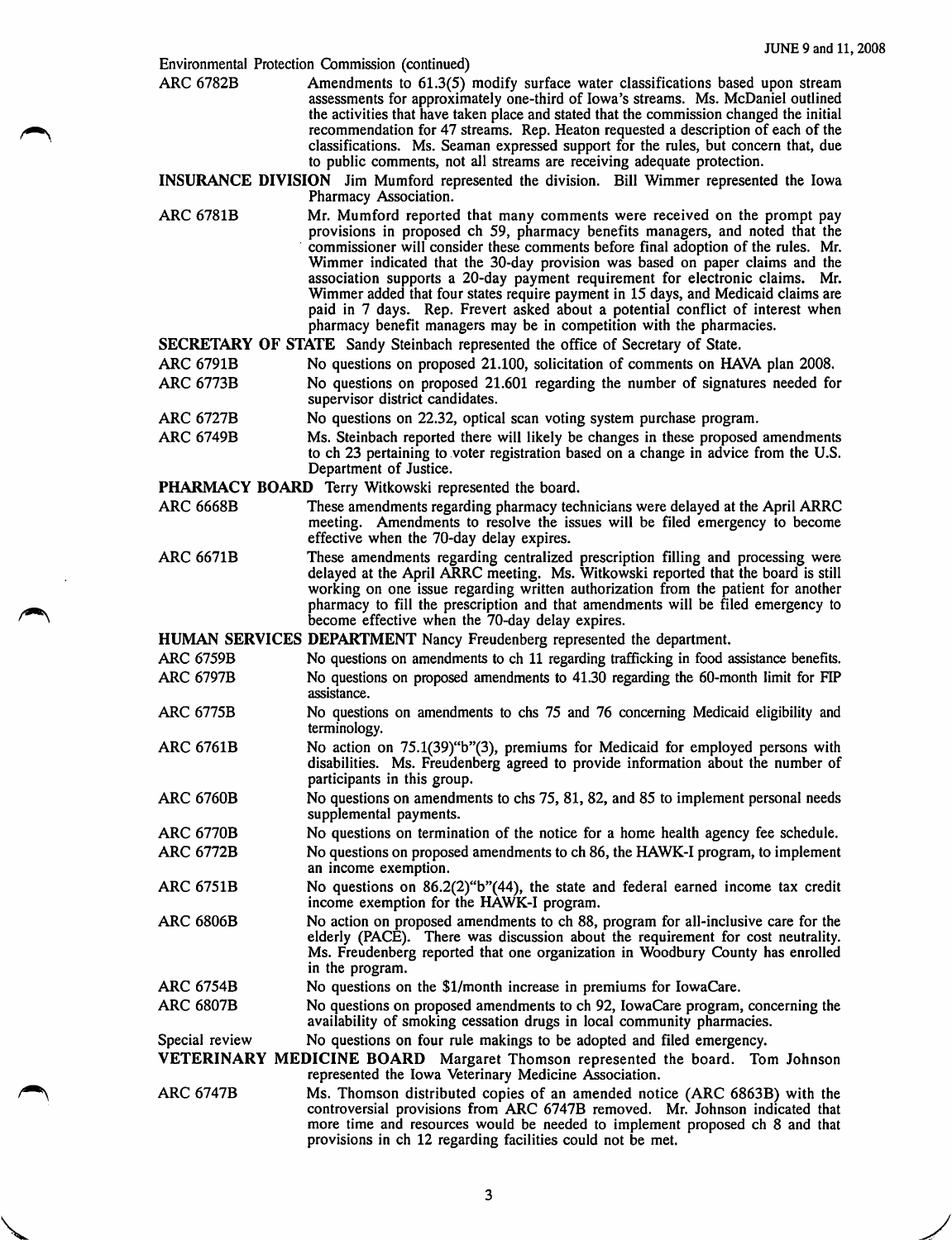Environmental Protection Commission (continued)

ARC 6782B — Amendments to 61.3(5) modify surface water classifications based upon stream assessments for approximately one-third of Iowa's streams. Ms. McDaniel outlined the activities that have taken place and stated that the commission changed the initial recommendation for 47 streams. Rep. Heaton requested a description of each of the classifications. Ms. Seaman expressed support for the rules, but concern that, due to public comments, not all streams are receiving adequate protection.

**INSURANCE DIVISION** Jim Mumford represented the division. Bill Wimmer represented the Iowa Pharmacy Association.

ARC 6781B — Mr. Mumford reported that many comments were received on the prompt pay provisions in proposed ch 59, pharmacy benefits managers, and noted that the commissioner will consider these comments before final adoption of the rules. Mr. Wimmer indicated that the 30-day provision was based on paper claims and the association supports a 20-day payment requirement for electronic claims. Mr. Wimmer added that four states require payment in 15 days, and Medicaid claims are paid in 7 days. Rep. Frevert asked about a potential conflict of interest when pharmacy benefit managers may be in competition with the pharmacies.

**SECRETARY OF STATE** Sandy Steinbach represented the office of Secretary of State.

ARC 6791B — No questions on proposed 21.100, solicitation of comments on HAVA plan 2008.

ARC 6773B — No questions on proposed 21.601 regarding the number of signatures needed for supervisor district candidates.

ARC 6727B — No questions on 22.32, optical scan voting system purchase program.

ARC 6749B — Ms. Steinbach reported there will likely be changes in these proposed amendments to ch 23 pertaining to voter registration based on a change in advice from the U.S. Department of Justice.

**PHARMACY BOARD** Terry Witkowski represented the board.

ARC 6668B — These amendments regarding pharmacy technicians were delayed at the April ARRC meeting. Amendments to resolve the issues will be filed emergency to become effective when the 70-day delay expires.

ARC 6671B — These amendments regarding centralized prescription filling and processing were delayed at the April ARRC meeting. Ms. Witkowski reported that the board is still working on one issue regarding written authorization from the patient for another pharmacy to fill the prescription and that amendments will be filed emergency to become effective when the 70-day delay expires.

**HUMAN SERVICES DEPARTMENT** Nancy Freudenberg represented the department.

ARC 6759B — No questions on amendments to ch 11 regarding trafficking in food assistance benefits.

ARC 6797B — No questions on proposed amendments to 41.30 regarding the 60-month limit for FIP assistance.

ARC 6775B — No questions on amendments to chs 75 and 76 concerning Medicaid eligibility and terminology.

ARC 6761B — No action on 75.1(39)"b"(3), premiums for Medicaid for employed persons with disabilities. Ms. Freudenberg agreed to provide information about the number of participants in this group.

ARC 6760B — No questions on amendments to chs 75, 81, 82, and 85 to implement personal needs supplemental payments.

ARC 6770B — No questions on termination of the notice for a home health agency fee schedule.

ARC 6772B — No questions on proposed amendments to ch 86, the HAWK-I program, to implement an income exemption.

ARC 6751B — No questions on 86.2(2)"b"(44), the state and federal earned income tax credit income exemption for the HAWK-I program.

ARC 6806B — No action on proposed amendments to ch 88, program for all-inclusive care for the elderly (PACE). There was discussion about the requirement for cost neutrality. Ms. Freudenberg reported that one organization in Woodbury County has enrolled in the program.

ARC 6754B — No questions on the $1/month increase in premiums for IowaCare.

ARC 6807B — No questions on proposed amendments to ch 92, IowaCare program, concerning the availability of smoking cessation drugs in local community pharmacies.

Special review — No questions on four rule makings to be adopted and filed emergency.

**VETERINARY MEDICINE BOARD** Margaret Thomson represented the board. Tom Johnson represented the Iowa Veterinary Medicine Association.

ARC 6747B — Ms. Thomson distributed copies of an amended notice (ARC 6863B) with the controversial provisions from ARC 6747B removed. Mr. Johnson indicated that more time and resources would be needed to implement proposed ch 8 and that provisions in ch 12 regarding facilities could not be met.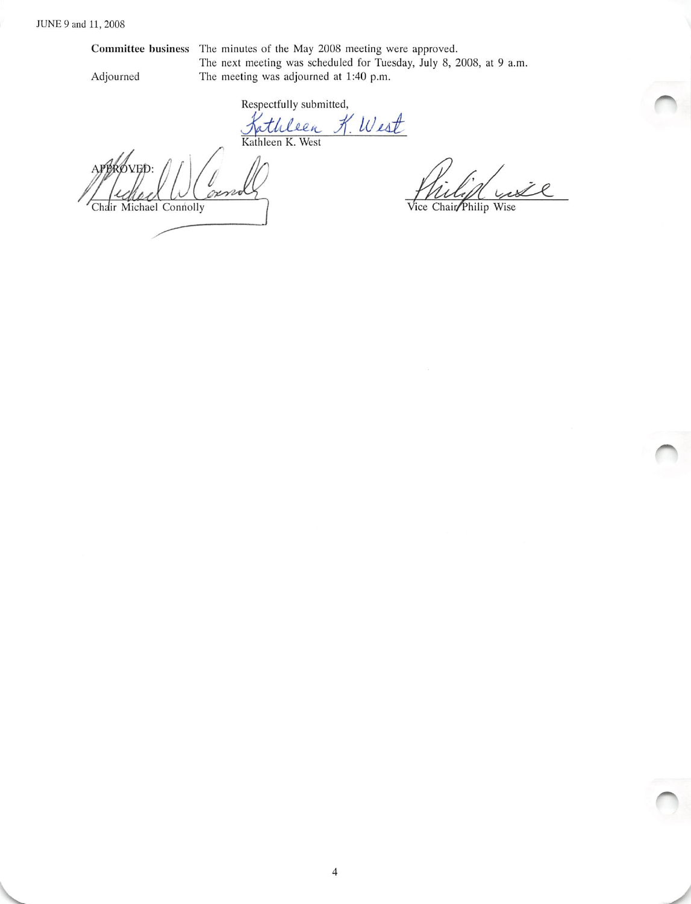| | |
|---|---|
| **Committee business** | The minutes of the May 2008 meeting were approved. |
| | The next meeting was scheduled for Tuesday, July 8, 2008, at 9 a.m. |
| Adjourned | The meeting was adjourned at 1:40 p.m. |

Respectfully submitted,

Kathleen K. West

APPROVED:

Chair Michael Connolly

Vice Chair Philip Wise